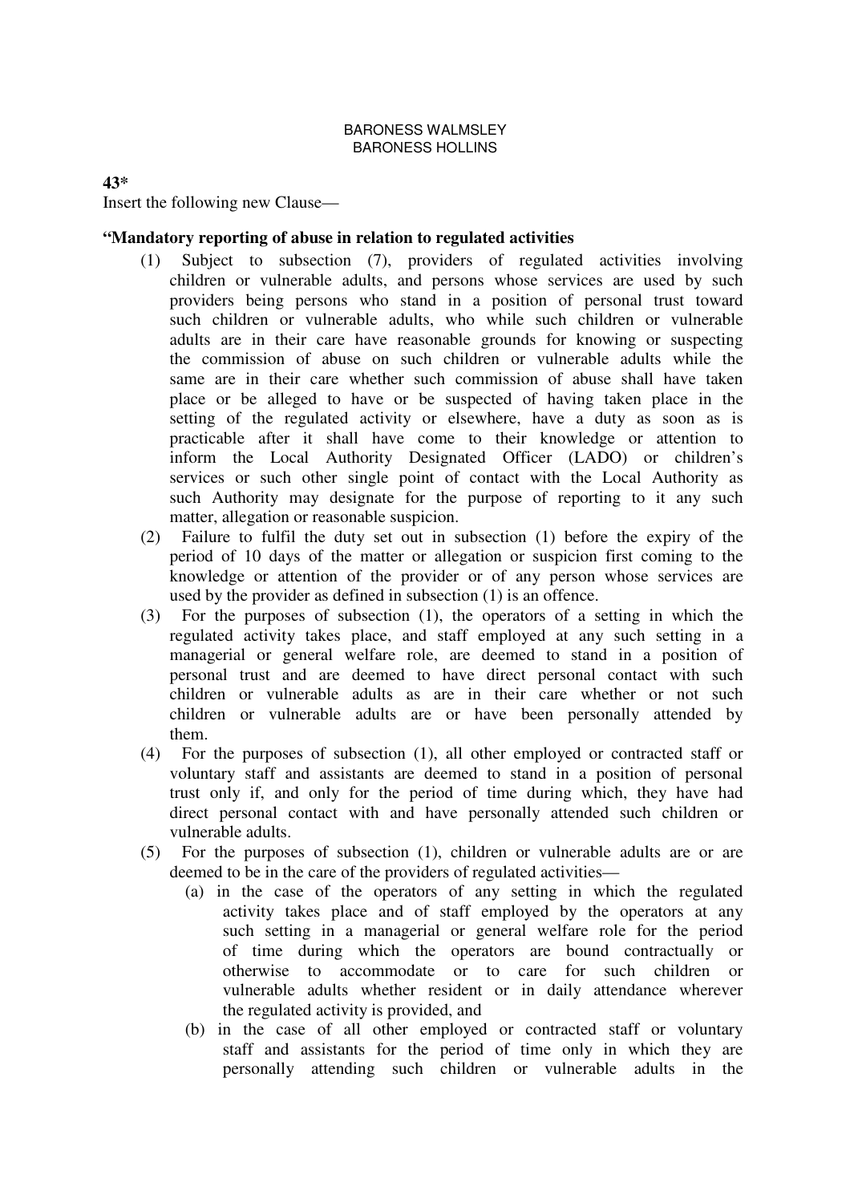BARONESS WALMSLEY
BARONESS HOLLINS

**43***

Insert the following new Clause—

**"Mandatory reporting of abuse in relation to regulated activities**

(1) Subject to subsection (7), providers of regulated activities involving children or vulnerable adults, and persons whose services are used by such providers being persons who stand in a position of personal trust toward such children or vulnerable adults, who while such children or vulnerable adults are in their care have reasonable grounds for knowing or suspecting the commission of abuse on such children or vulnerable adults while the same are in their care whether such commission of abuse shall have taken place or be alleged to have or be suspected of having taken place in the setting of the regulated activity or elsewhere, have a duty as soon as is practicable after it shall have come to their knowledge or attention to inform the Local Authority Designated Officer (LADO) or children's services or such other single point of contact with the Local Authority as such Authority may designate for the purpose of reporting to it any such matter, allegation or reasonable suspicion.

(2) Failure to fulfil the duty set out in subsection (1) before the expiry of the period of 10 days of the matter or allegation or suspicion first coming to the knowledge or attention of the provider or of any person whose services are used by the provider as defined in subsection (1) is an offence.

(3) For the purposes of subsection (1), the operators of a setting in which the regulated activity takes place, and staff employed at any such setting in a managerial or general welfare role, are deemed to stand in a position of personal trust and are deemed to have direct personal contact with such children or vulnerable adults as are in their care whether or not such children or vulnerable adults are or have been personally attended by them.

(4) For the purposes of subsection (1), all other employed or contracted staff or voluntary staff and assistants are deemed to stand in a position of personal trust only if, and only for the period of time during which, they have had direct personal contact with and have personally attended such children or vulnerable adults.

(5) For the purposes of subsection (1), children or vulnerable adults are or are deemed to be in the care of the providers of regulated activities—

(a) in the case of the operators of any setting in which the regulated activity takes place and of staff employed by the operators at any such setting in a managerial or general welfare role for the period of time during which the operators are bound contractually or otherwise to accommodate or to care for such children or vulnerable adults whether resident or in daily attendance wherever the regulated activity is provided, and

(b) in the case of all other employed or contracted staff or voluntary staff and assistants for the period of time only in which they are personally attending such children or vulnerable adults in the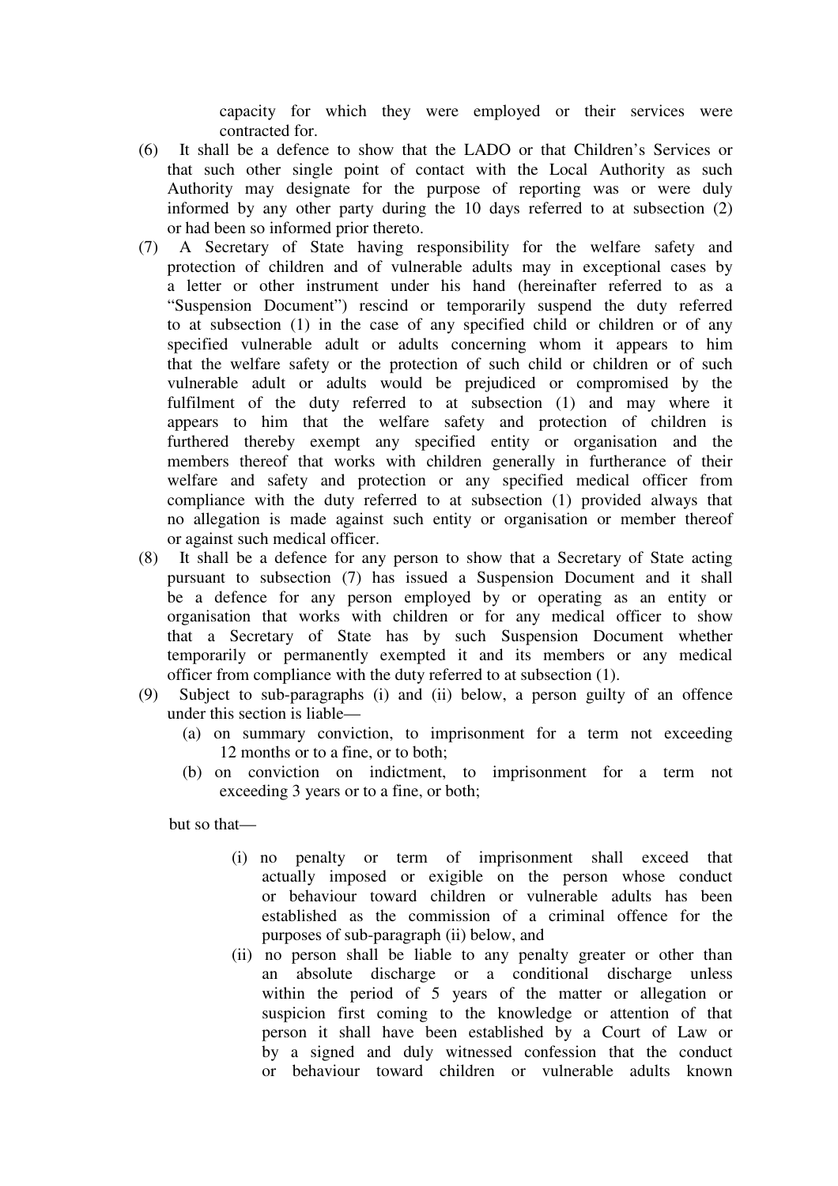capacity for which they were employed or their services were contracted for.

(6) It shall be a defence to show that the LADO or that Children's Services or that such other single point of contact with the Local Authority as such Authority may designate for the purpose of reporting was or were duly informed by any other party during the 10 days referred to at subsection (2) or had been so informed prior thereto.

(7) A Secretary of State having responsibility for the welfare safety and protection of children and of vulnerable adults may in exceptional cases by a letter or other instrument under his hand (hereinafter referred to as a "Suspension Document") rescind or temporarily suspend the duty referred to at subsection (1) in the case of any specified child or children or of any specified vulnerable adult or adults concerning whom it appears to him that the welfare safety or the protection of such child or children or of such vulnerable adult or adults would be prejudiced or compromised by the fulfilment of the duty referred to at subsection (1) and may where it appears to him that the welfare safety and protection of children is furthered thereby exempt any specified entity or organisation and the members thereof that works with children generally in furtherance of their welfare and safety and protection or any specified medical officer from compliance with the duty referred to at subsection (1) provided always that no allegation is made against such entity or organisation or member thereof or against such medical officer.

(8) It shall be a defence for any person to show that a Secretary of State acting pursuant to subsection (7) has issued a Suspension Document and it shall be a defence for any person employed by or operating as an entity or organisation that works with children or for any medical officer to show that a Secretary of State has by such Suspension Document whether temporarily or permanently exempted it and its members or any medical officer from compliance with the duty referred to at subsection (1).

(9) Subject to sub-paragraphs (i) and (ii) below, a person guilty of an offence under this section is liable—

(a) on summary conviction, to imprisonment for a term not exceeding 12 months or to a fine, or to both;

(b) on conviction on indictment, to imprisonment for a term not exceeding 3 years or to a fine, or both;

but so that—

(i) no penalty or term of imprisonment shall exceed that actually imposed or exigible on the person whose conduct or behaviour toward children or vulnerable adults has been established as the commission of a criminal offence for the purposes of sub-paragraph (ii) below, and

(ii) no person shall be liable to any penalty greater or other than an absolute discharge or a conditional discharge unless within the period of 5 years of the matter or allegation or suspicion first coming to the knowledge or attention of that person it shall have been established by a Court of Law or by a signed and duly witnessed confession that the conduct or behaviour toward children or vulnerable adults known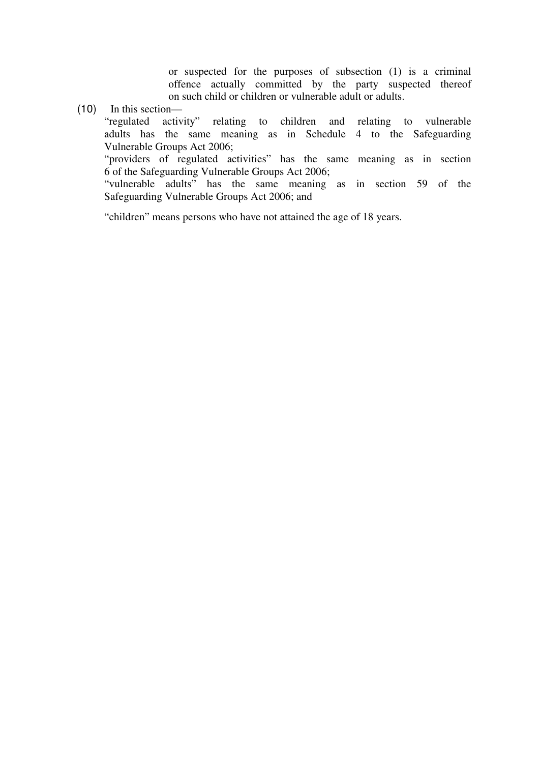or suspected for the purposes of subsection (1) is a criminal offence actually committed by the party suspected thereof on such child or children or vulnerable adult or adults.

(10) In this section—

"regulated activity" relating to children and relating to vulnerable adults has the same meaning as in Schedule 4 to the Safeguarding Vulnerable Groups Act 2006;

"providers of regulated activities" has the same meaning as in section 6 of the Safeguarding Vulnerable Groups Act 2006;

"vulnerable adults" has the same meaning as in section 59 of the Safeguarding Vulnerable Groups Act 2006; and

"children" means persons who have not attained the age of 18 years.